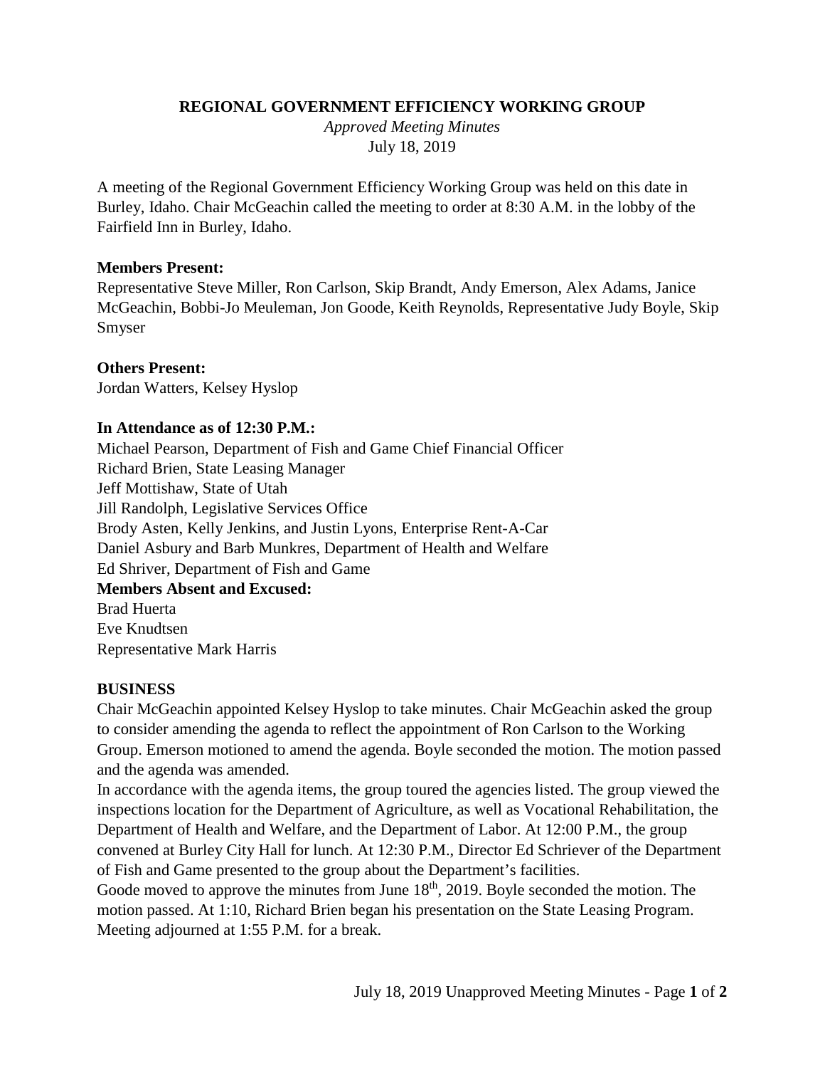**REGIONAL GOVERNMENT EFFICIENCY WORKING GROUP**

*Approved Meeting Minutes*

July 18, 2019

A meeting of the Regional Government Efficiency Working Group was held on this date in Burley, Idaho. Chair McGeachin called the meeting to order at 8:30 A.M. in the lobby of the Fairfield Inn in Burley, Idaho.

**Members Present:**

Representative Steve Miller, Ron Carlson, Skip Brandt, Andy Emerson, Alex Adams, Janice McGeachin, Bobbi-Jo Meuleman, Jon Goode, Keith Reynolds, Representative Judy Boyle, Skip Smyser

**Others Present:**

Jordan Watters, Kelsey Hyslop

**In Attendance as of 12:30 P.M.:**

Michael Pearson, Department of Fish and Game Chief Financial Officer
Richard Brien, State Leasing Manager
Jeff Mottishaw, State of Utah
Jill Randolph, Legislative Services Office
Brody Asten, Kelly Jenkins, and Justin Lyons, Enterprise Rent-A-Car
Daniel Asbury and Barb Munkres, Department of Health and Welfare
Ed Shriver, Department of Fish and Game

**Members Absent and Excused:**

Brad Huerta
Eve Knudtsen
Representative Mark Harris

**BUSINESS**

Chair McGeachin appointed Kelsey Hyslop to take minutes. Chair McGeachin asked the group to consider amending the agenda to reflect the appointment of Ron Carlson to the Working Group. Emerson motioned to amend the agenda. Boyle seconded the motion. The motion passed and the agenda was amended.

In accordance with the agenda items, the group toured the agencies listed. The group viewed the inspections location for the Department of Agriculture, as well as Vocational Rehabilitation, the Department of Health and Welfare, and the Department of Labor. At 12:00 P.M., the group convened at Burley City Hall for lunch. At 12:30 P.M., Director Ed Schriever of the Department of Fish and Game presented to the group about the Department's facilities.

Goode moved to approve the minutes from June 18th, 2019. Boyle seconded the motion. The motion passed. At 1:10, Richard Brien began his presentation on the State Leasing Program. Meeting adjourned at 1:55 P.M. for a break.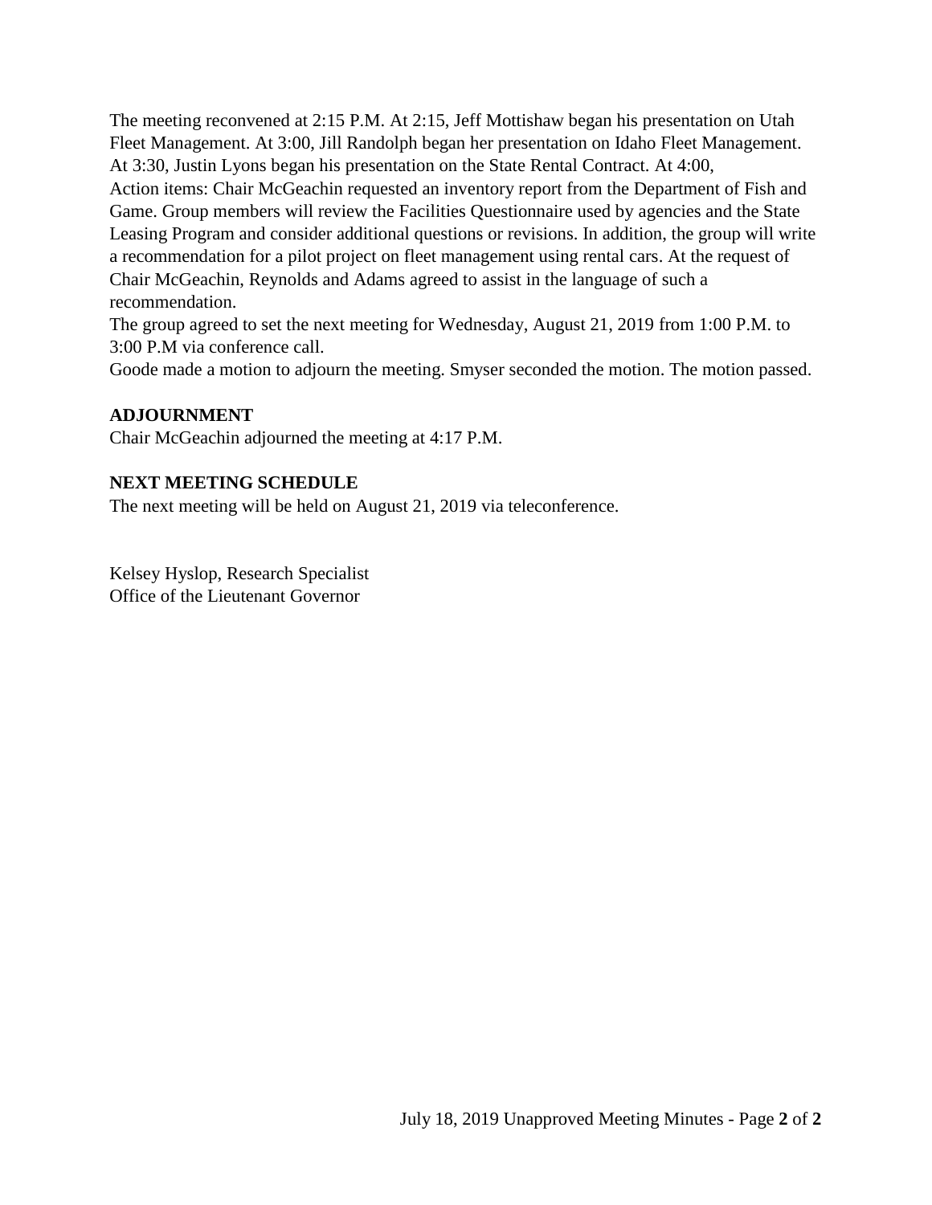The meeting reconvened at 2:15 P.M. At 2:15, Jeff Mottishaw began his presentation on Utah Fleet Management. At 3:00, Jill Randolph began her presentation on Idaho Fleet Management. At 3:30, Justin Lyons began his presentation on the State Rental Contract. At 4:00,

Action items: Chair McGeachin requested an inventory report from the Department of Fish and Game. Group members will review the Facilities Questionnaire used by agencies and the State Leasing Program and consider additional questions or revisions. In addition, the group will write a recommendation for a pilot project on fleet management using rental cars. At the request of Chair McGeachin, Reynolds and Adams agreed to assist in the language of such a recommendation.

The group agreed to set the next meeting for Wednesday, August 21, 2019 from 1:00 P.M. to 3:00 P.M via conference call.

Goode made a motion to adjourn the meeting. Smyser seconded the motion. The motion passed.

**ADJOURNMENT**

Chair McGeachin adjourned the meeting at 4:17 P.M.

**NEXT MEETING SCHEDULE**

The next meeting will be held on August 21, 2019 via teleconference.

Kelsey Hyslop, Research Specialist
Office of the Lieutenant Governor